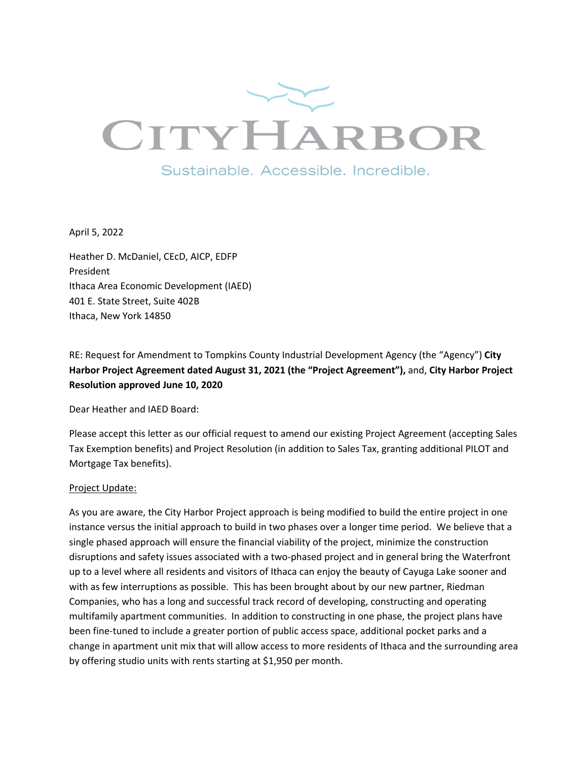# CITYHARBOR

Sustainable. Accessible. Incredible.

April 5, 2022

Heather D. McDaniel, CEcD, AICP, EDFP
President
Ithaca Area Economic Development (IAED)
401 E. State Street, Suite 402B
Ithaca, New York 14850

RE: Request for Amendment to Tompkins County Industrial Development Agency (the "Agency") **City Harbor Project Agreement dated August 31, 2021 (the "Project Agreement"),** and, **City Harbor Project Resolution approved June 10, 2020**

Dear Heather and IAED Board:

Please accept this letter as our official request to amend our existing Project Agreement (accepting Sales Tax Exemption benefits) and Project Resolution (in addition to Sales Tax, granting additional PILOT and Mortgage Tax benefits).

<u>Project Update:</u>

As you are aware, the City Harbor Project approach is being modified to build the entire project in one instance versus the initial approach to build in two phases over a longer time period. We believe that a single phased approach will ensure the financial viability of the project, minimize the construction disruptions and safety issues associated with a two-phased project and in general bring the Waterfront up to a level where all residents and visitors of Ithaca can enjoy the beauty of Cayuga Lake sooner and with as few interruptions as possible. This has been brought about by our new partner, Riedman Companies, who has a long and successful track record of developing, constructing and operating multifamily apartment communities. In addition to constructing in one phase, the project plans have been fine-tuned to include a greater portion of public access space, additional pocket parks and a change in apartment unit mix that will allow access to more residents of Ithaca and the surrounding area by offering studio units with rents starting at $1,950 per month.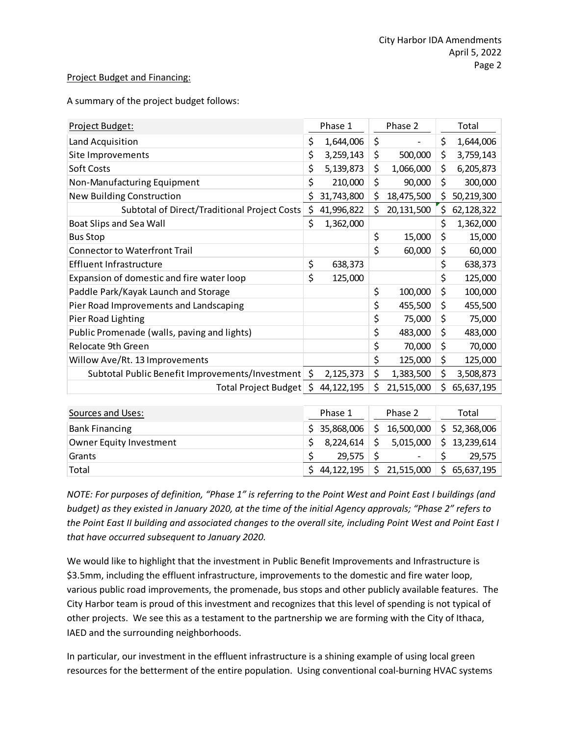Project Budget and Financing:

A summary of the project budget follows:

| Project Budget: | Phase 1 | Phase 2 | Total |
|---|---|---|---|
| Land Acquisition | $ 1,644,006 | $ - | $ 1,644,006 |
| Site Improvements | $ 3,259,143 | $ 500,000 | $ 3,759,143 |
| Soft Costs | $ 5,139,873 | $ 1,066,000 | $ 6,205,873 |
| Non-Manufacturing Equipment | $ 210,000 | $ 90,000 | $ 300,000 |
| New Building Construction | $ 31,743,800 | $ 18,475,500 | $ 50,219,300 |
| Subtotal of Direct/Traditional Project Costs | $ 41,996,822 | $ 20,131,500 | $ 62,128,322 |
| Boat Slips and Sea Wall | $ 1,362,000 | | $ 1,362,000 |
| Bus Stop | | $ 15,000 | $ 15,000 |
| Connector to Waterfront Trail | | $ 60,000 | $ 60,000 |
| Effluent Infrastructure | $ 638,373 | | $ 638,373 |
| Expansion of domestic and fire water loop | $ 125,000 | | $ 125,000 |
| Paddle Park/Kayak Launch and Storage | | $ 100,000 | $ 100,000 |
| Pier Road Improvements and Landscaping | | $ 455,500 | $ 455,500 |
| Pier Road Lighting | | $ 75,000 | $ 75,000 |
| Public Promenade (walls, paving and lights) | | $ 483,000 | $ 483,000 |
| Relocate 9th Green | | $ 70,000 | $ 70,000 |
| Willow Ave/Rt. 13 Improvements | | $ 125,000 | $ 125,000 |
| Subtotal Public Benefit Improvements/Investment | $ 2,125,373 | $ 1,383,500 | $ 3,508,873 |
| Total Project Budget | $ 44,122,195 | $ 21,515,000 | $ 65,637,195 |

| Sources and Uses: | Phase 1 | Phase 2 | Total |
|---|---|---|---|
| Bank Financing | $ 35,868,006 | $ 16,500,000 | $ 52,368,006 |
| Owner Equity Investment | $ 8,224,614 | $ 5,015,000 | $ 13,239,614 |
| Grants | $ 29,575 | $ - | $ 29,575 |
| Total | $ 44,122,195 | $ 21,515,000 | $ 65,637,195 |

*NOTE: For purposes of definition, "Phase 1" is referring to the Point West and Point East I buildings (and budget) as they existed in January 2020, at the time of the initial Agency approvals; "Phase 2" refers to the Point East II building and associated changes to the overall site, including Point West and Point East I that have occurred subsequent to January 2020.*

We would like to highlight that the investment in Public Benefit Improvements and Infrastructure is $3.5mm, including the effluent infrastructure, improvements to the domestic and fire water loop, various public road improvements, the promenade, bus stops and other publicly available features. The City Harbor team is proud of this investment and recognizes that this level of spending is not typical of other projects. We see this as a testament to the partnership we are forming with the City of Ithaca, IAED and the surrounding neighborhoods.

In particular, our investment in the effluent infrastructure is a shining example of using local green resources for the betterment of the entire population. Using conventional coal-burning HVAC systems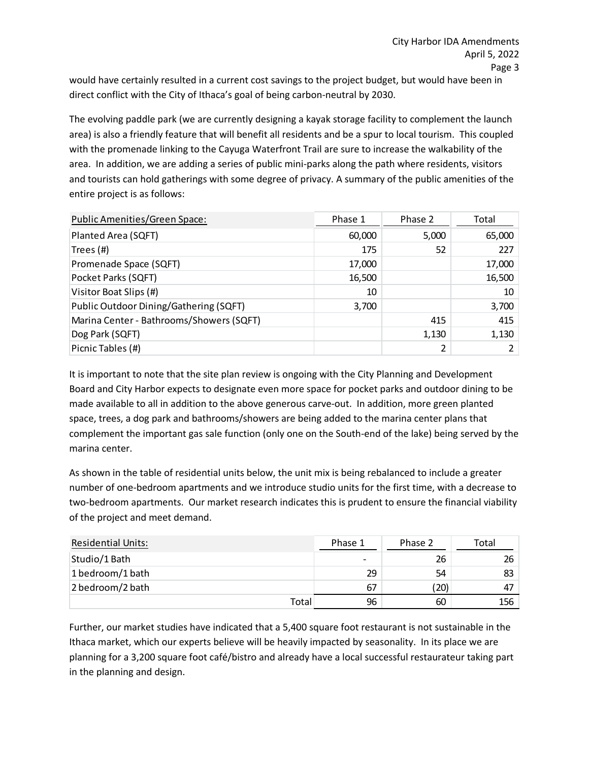would have certainly resulted in a current cost savings to the project budget, but would have been in direct conflict with the City of Ithaca's goal of being carbon-neutral by 2030.

The evolving paddle park (we are currently designing a kayak storage facility to complement the launch area) is also a friendly feature that will benefit all residents and be a spur to local tourism. This coupled with the promenade linking to the Cayuga Waterfront Trail are sure to increase the walkability of the area. In addition, we are adding a series of public mini-parks along the path where residents, visitors and tourists can hold gatherings with some degree of privacy. A summary of the public amenities of the entire project is as follows:

| Public Amenities/Green Space: | Phase 1 | Phase 2 | Total |
|---|---|---|---|
| Planted Area (SQFT) | 60,000 | 5,000 | 65,000 |
| Trees (#) | 175 | 52 | 227 |
| Promenade Space (SQFT) | 17,000 | | 17,000 |
| Pocket Parks (SQFT) | 16,500 | | 16,500 |
| Visitor Boat Slips (#) | 10 | | 10 |
| Public Outdoor Dining/Gathering (SQFT) | 3,700 | | 3,700 |
| Marina Center - Bathrooms/Showers (SQFT) | | 415 | 415 |
| Dog Park (SQFT) | | 1,130 | 1,130 |
| Picnic Tables (#) | | 2 | 2 |

It is important to note that the site plan review is ongoing with the City Planning and Development Board and City Harbor expects to designate even more space for pocket parks and outdoor dining to be made available to all in addition to the above generous carve-out. In addition, more green planted space, trees, a dog park and bathrooms/showers are being added to the marina center plans that complement the important gas sale function (only one on the South-end of the lake) being served by the marina center.

As shown in the table of residential units below, the unit mix is being rebalanced to include a greater number of one-bedroom apartments and we introduce studio units for the first time, with a decrease to two-bedroom apartments. Our market research indicates this is prudent to ensure the financial viability of the project and meet demand.

| Residential Units: | Phase 1 | Phase 2 | Total |
|---|---|---|---|
| Studio/1 Bath | - | 26 | 26 |
| 1 bedroom/1 bath | 29 | 54 | 83 |
| 2 bedroom/2 bath | 67 | (20) | 47 |
| Total | 96 | 60 | 156 |

Further, our market studies have indicated that a 5,400 square foot restaurant is not sustainable in the Ithaca market, which our experts believe will be heavily impacted by seasonality. In its place we are planning for a 3,200 square foot café/bistro and already have a local successful restaurateur taking part in the planning and design.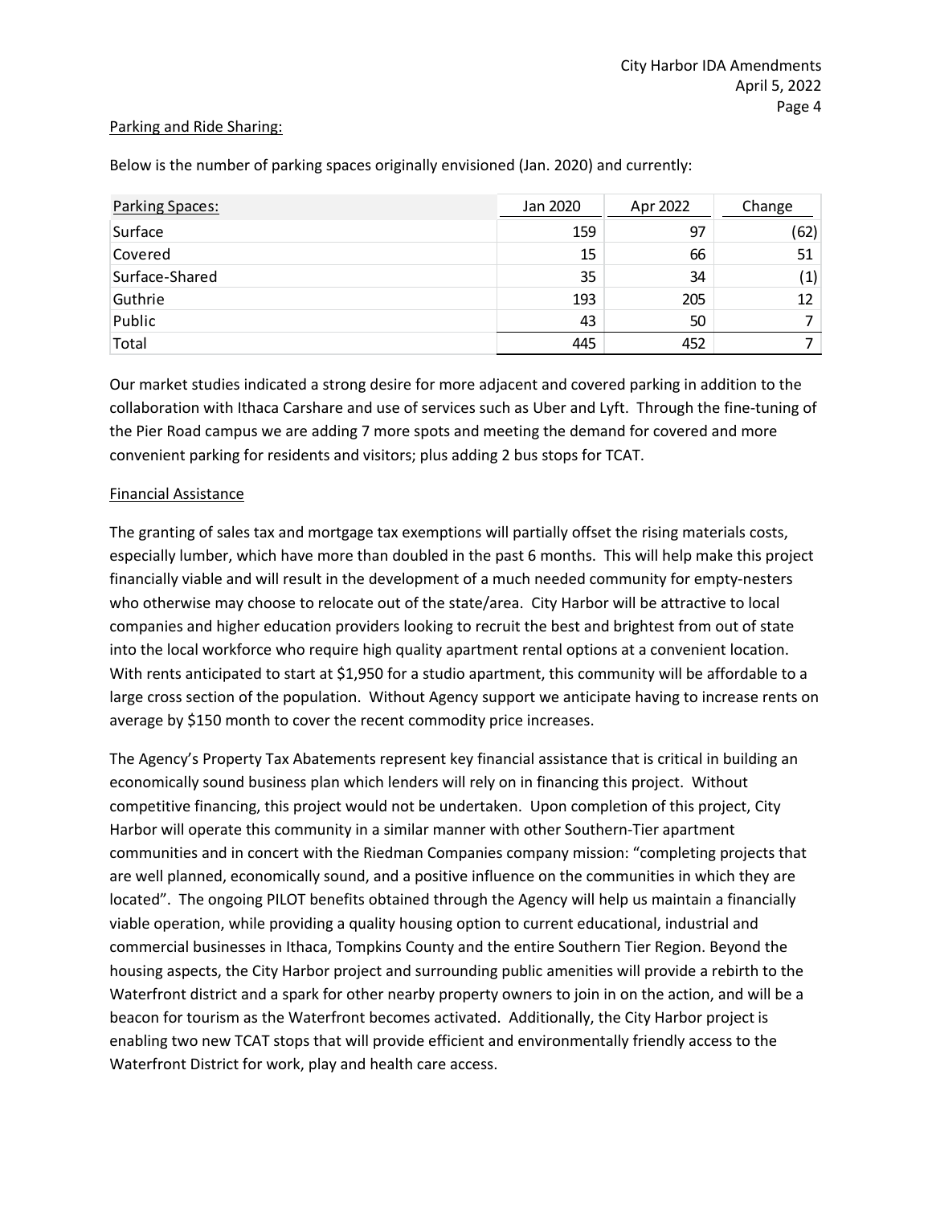Parking and Ride Sharing:

Below is the number of parking spaces originally envisioned (Jan. 2020) and currently:

| Parking Spaces: | Jan 2020 | Apr 2022 | Change |
|---|---|---|---|
| Surface | 159 | 97 | (62) |
| Covered | 15 | 66 | 51 |
| Surface-Shared | 35 | 34 | (1) |
| Guthrie | 193 | 205 | 12 |
| Public | 43 | 50 | 7 |
| Total | 445 | 452 | 7 |

Our market studies indicated a strong desire for more adjacent and covered parking in addition to the collaboration with Ithaca Carshare and use of services such as Uber and Lyft. Through the fine-tuning of the Pier Road campus we are adding 7 more spots and meeting the demand for covered and more convenient parking for residents and visitors; plus adding 2 bus stops for TCAT.

Financial Assistance

The granting of sales tax and mortgage tax exemptions will partially offset the rising materials costs, especially lumber, which have more than doubled in the past 6 months. This will help make this project financially viable and will result in the development of a much needed community for empty-nesters who otherwise may choose to relocate out of the state/area. City Harbor will be attractive to local companies and higher education providers looking to recruit the best and brightest from out of state into the local workforce who require high quality apartment rental options at a convenient location. With rents anticipated to start at $1,950 for a studio apartment, this community will be affordable to a large cross section of the population. Without Agency support we anticipate having to increase rents on average by $150 month to cover the recent commodity price increases.

The Agency's Property Tax Abatements represent key financial assistance that is critical in building an economically sound business plan which lenders will rely on in financing this project. Without competitive financing, this project would not be undertaken. Upon completion of this project, City Harbor will operate this community in a similar manner with other Southern-Tier apartment communities and in concert with the Riedman Companies company mission: "completing projects that are well planned, economically sound, and a positive influence on the communities in which they are located". The ongoing PILOT benefits obtained through the Agency will help us maintain a financially viable operation, while providing a quality housing option to current educational, industrial and commercial businesses in Ithaca, Tompkins County and the entire Southern Tier Region. Beyond the housing aspects, the City Harbor project and surrounding public amenities will provide a rebirth to the Waterfront district and a spark for other nearby property owners to join in on the action, and will be a beacon for tourism as the Waterfront becomes activated. Additionally, the City Harbor project is enabling two new TCAT stops that will provide efficient and environmentally friendly access to the Waterfront District for work, play and health care access.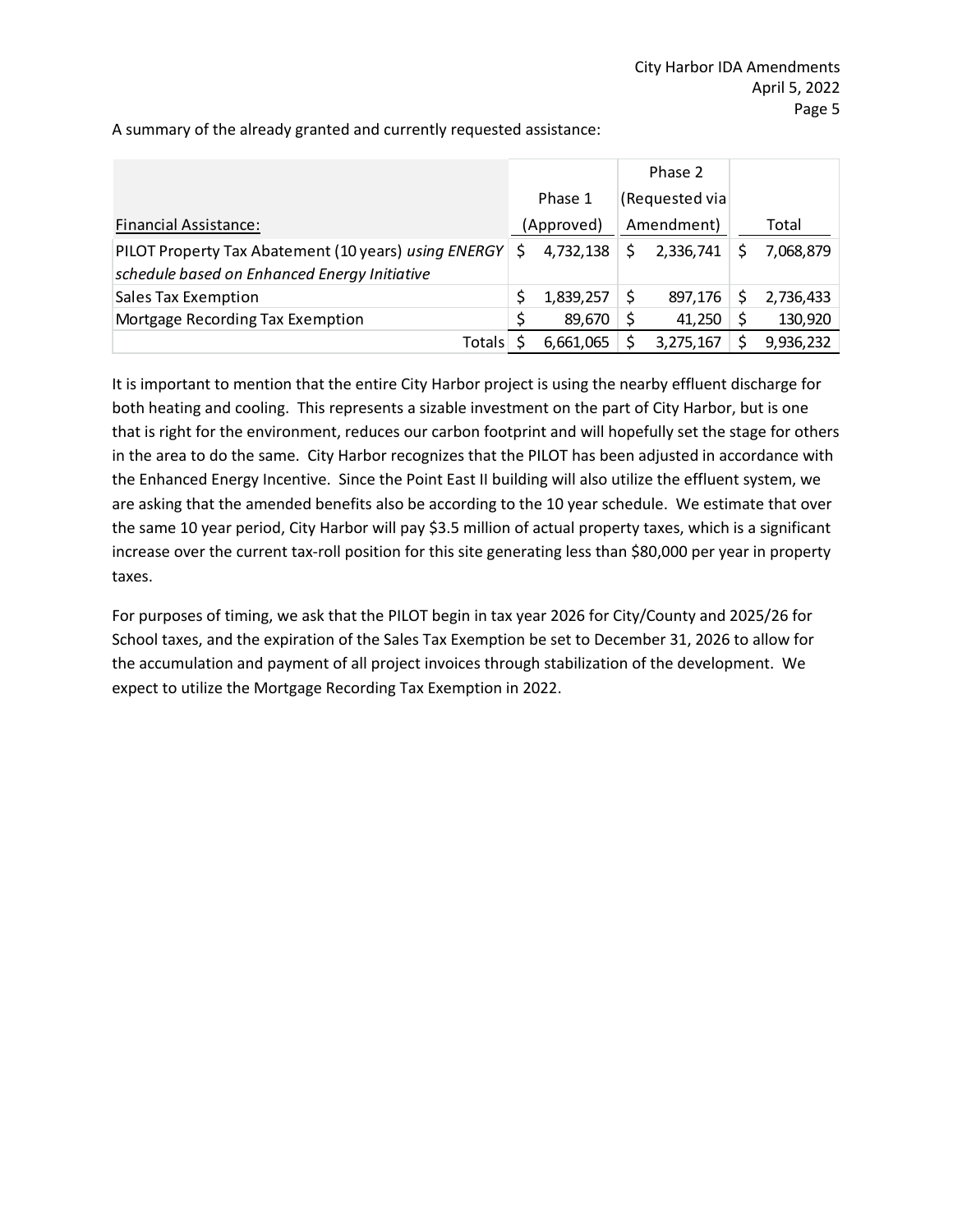A summary of the already granted and currently requested assistance:

| Financial Assistance: | Phase 1 (Approved) | Phase 2 (Requested via Amendment) | Total |
|---|---|---|---|
| PILOT Property Tax Abatement (10 years) *using ENERGY schedule based on Enhanced Energy Initiative* | $ 4,732,138 | $ 2,336,741 | $ 7,068,879 |
| Sales Tax Exemption | $ 1,839,257 | $ 897,176 | $ 2,736,433 |
| Mortgage Recording Tax Exemption | $ 89,670 | $ 41,250 | $ 130,920 |
| Totals | $ 6,661,065 | $ 3,275,167 | $ 9,936,232 |

It is important to mention that the entire City Harbor project is using the nearby effluent discharge for both heating and cooling. This represents a sizable investment on the part of City Harbor, but is one that is right for the environment, reduces our carbon footprint and will hopefully set the stage for others in the area to do the same. City Harbor recognizes that the PILOT has been adjusted in accordance with the Enhanced Energy Incentive. Since the Point East II building will also utilize the effluent system, we are asking that the amended benefits also be according to the 10 year schedule. We estimate that over the same 10 year period, City Harbor will pay $3.5 million of actual property taxes, which is a significant increase over the current tax-roll position for this site generating less than $80,000 per year in property taxes.

For purposes of timing, we ask that the PILOT begin in tax year 2026 for City/County and 2025/26 for School taxes, and the expiration of the Sales Tax Exemption be set to December 31, 2026 to allow for the accumulation and payment of all project invoices through stabilization of the development. We expect to utilize the Mortgage Recording Tax Exemption in 2022.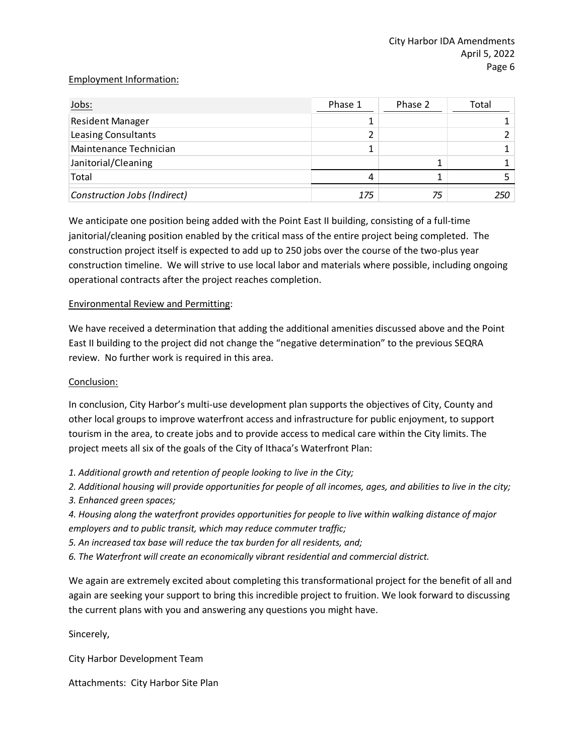Employment Information:

| Jobs: | Phase 1 | Phase 2 | Total |
| --- | --- | --- | --- |
| Resident Manager | 1 | | 1 |
| Leasing Consultants | 2 | | 2 |
| Maintenance Technician | 1 | | 1 |
| Janitorial/Cleaning | | 1 | 1 |
| Total | 4 | 1 | 5 |
| *Construction Jobs (Indirect)* | *175* | *75* | *250* |

We anticipate one position being added with the Point East II building, consisting of a full-time janitorial/cleaning position enabled by the critical mass of the entire project being completed. The construction project itself is expected to add up to 250 jobs over the course of the two-plus year construction timeline. We will strive to use local labor and materials where possible, including ongoing operational contracts after the project reaches completion.

Environmental Review and Permitting:

We have received a determination that adding the additional amenities discussed above and the Point East II building to the project did not change the "negative determination" to the previous SEQRA review. No further work is required in this area.

Conclusion:

In conclusion, City Harbor's multi-use development plan supports the objectives of City, County and other local groups to improve waterfront access and infrastructure for public enjoyment, to support tourism in the area, to create jobs and to provide access to medical care within the City limits. The project meets all six of the goals of the City of Ithaca's Waterfront Plan:

*1. Additional growth and retention of people looking to live in the City;*
*2. Additional housing will provide opportunities for people of all incomes, ages, and abilities to live in the city;*
*3. Enhanced green spaces;*
*4. Housing along the waterfront provides opportunities for people to live within walking distance of major employers and to public transit, which may reduce commuter traffic;*
*5. An increased tax base will reduce the tax burden for all residents, and;*
*6. The Waterfront will create an economically vibrant residential and commercial district.*

We again are extremely excited about completing this transformational project for the benefit of all and again are seeking your support to bring this incredible project to fruition. We look forward to discussing the current plans with you and answering any questions you might have.

Sincerely,

City Harbor Development Team

Attachments: City Harbor Site Plan